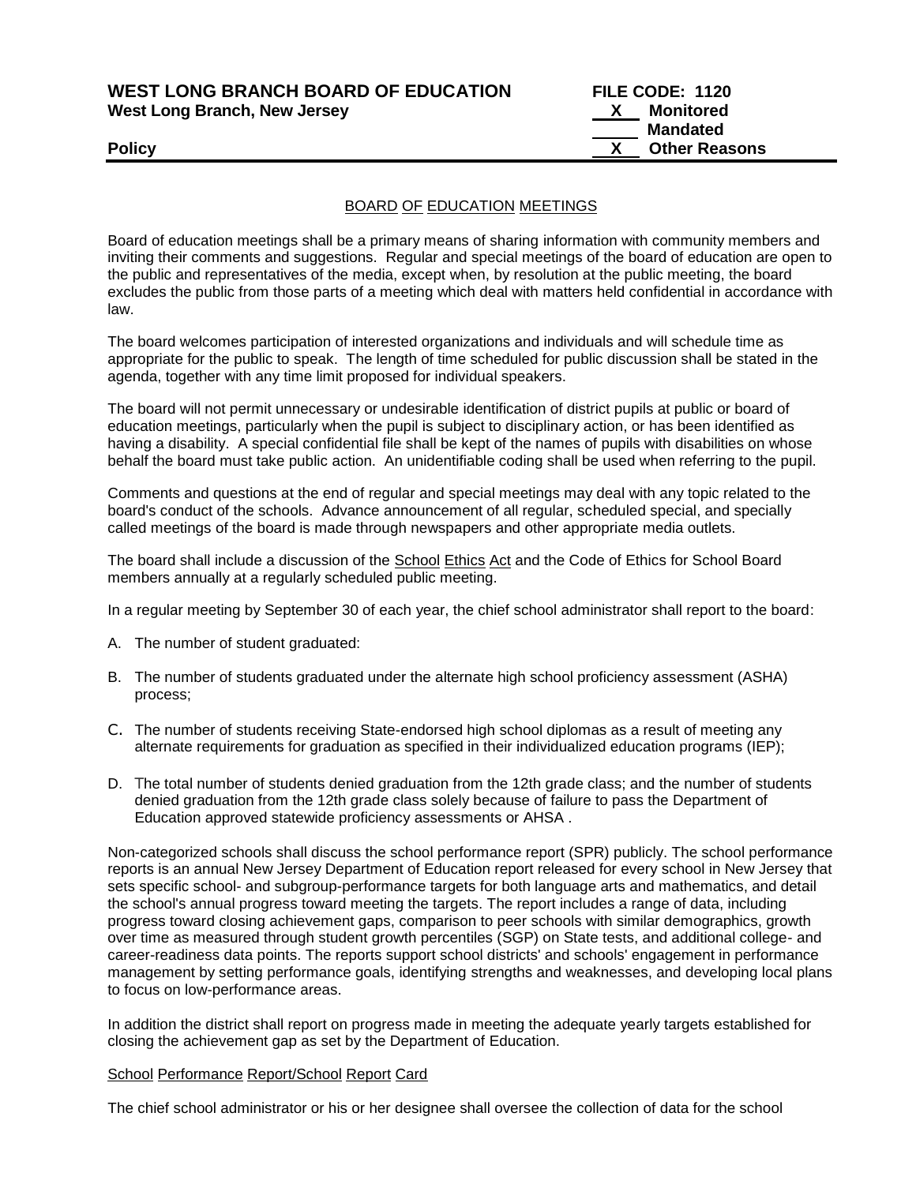**WEST LONG BRANCH BOARD OF EDUCATION**
**West Long Branch, New Jersey**

**FILE CODE: 1120**
**X Monitored**
**Mandated**
**X Other Reasons**

**Policy**

## BOARD OF EDUCATION MEETINGS

Board of education meetings shall be a primary means of sharing information with community members and inviting their comments and suggestions. Regular and special meetings of the board of education are open to the public and representatives of the media, except when, by resolution at the public meeting, the board excludes the public from those parts of a meeting which deal with matters held confidential in accordance with law.

The board welcomes participation of interested organizations and individuals and will schedule time as appropriate for the public to speak. The length of time scheduled for public discussion shall be stated in the agenda, together with any time limit proposed for individual speakers.

The board will not permit unnecessary or undesirable identification of district pupils at public or board of education meetings, particularly when the pupil is subject to disciplinary action, or has been identified as having a disability. A special confidential file shall be kept of the names of pupils with disabilities on whose behalf the board must take public action. An unidentifiable coding shall be used when referring to the pupil.

Comments and questions at the end of regular and special meetings may deal with any topic related to the board's conduct of the schools. Advance announcement of all regular, scheduled special, and specially called meetings of the board is made through newspapers and other appropriate media outlets.

The board shall include a discussion of the School Ethics Act and the Code of Ethics for School Board members annually at a regularly scheduled public meeting.

In a regular meeting by September 30 of each year, the chief school administrator shall report to the board:

A. The number of student graduated:

B. The number of students graduated under the alternate high school proficiency assessment (ASHA) process;

C. The number of students receiving State-endorsed high school diplomas as a result of meeting any alternate requirements for graduation as specified in their individualized education programs (IEP);

D. The total number of students denied graduation from the 12th grade class; and the number of students denied graduation from the 12th grade class solely because of failure to pass the Department of Education approved statewide proficiency assessments or AHSA .

Non-categorized schools shall discuss the school performance report (SPR) publicly. The school performance reports is an annual New Jersey Department of Education report released for every school in New Jersey that sets specific school- and subgroup-performance targets for both language arts and mathematics, and detail the school's annual progress toward meeting the targets. The report includes a range of data, including progress toward closing achievement gaps, comparison to peer schools with similar demographics, growth over time as measured through student growth percentiles (SGP) on State tests, and additional college- and career-readiness data points. The reports support school districts' and schools' engagement in performance management by setting performance goals, identifying strengths and weaknesses, and developing local plans to focus on low-performance areas.

In addition the district shall report on progress made in meeting the adequate yearly targets established for closing the achievement gap as set by the Department of Education.

### School Performance Report/School Report Card

The chief school administrator or his or her designee shall oversee the collection of data for the school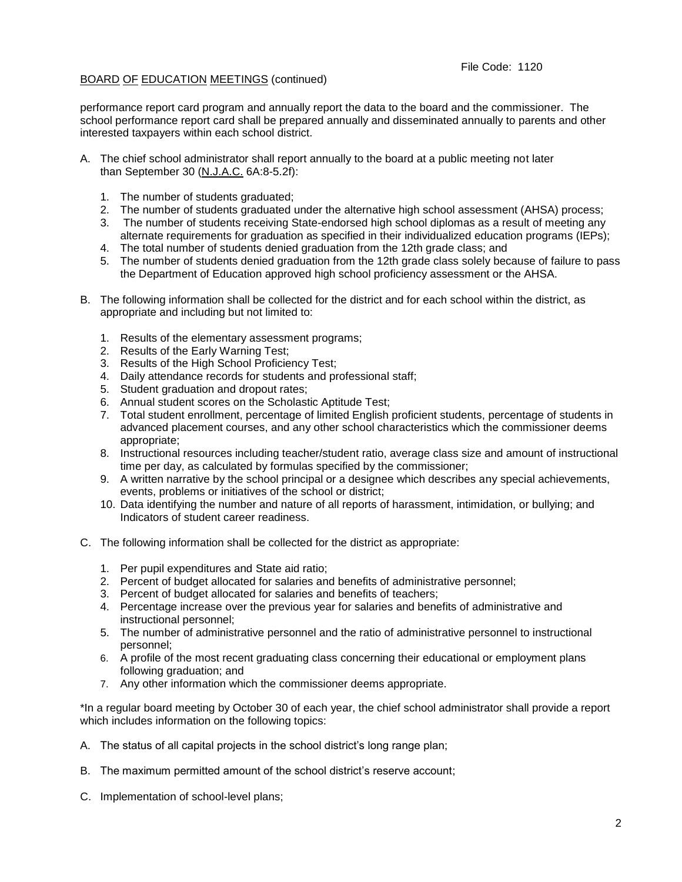performance report card program and annually report the data to the board and the commissioner. The school performance report card shall be prepared annually and disseminated annually to parents and other interested taxpayers within each school district.

A. The chief school administrator shall report annually to the board at a public meeting not later than September 30 (N.J.A.C. 6A:8-5.2f):

   1. The number of students graduated;
   2. The number of students graduated under the alternative high school assessment (AHSA) process;
   3. The number of students receiving State-endorsed high school diplomas as a result of meeting any alternate requirements for graduation as specified in their individualized education programs (IEPs);
   4. The total number of students denied graduation from the 12th grade class; and
   5. The number of students denied graduation from the 12th grade class solely because of failure to pass the Department of Education approved high school proficiency assessment or the AHSA.

B. The following information shall be collected for the district and for each school within the district, as appropriate and including but not limited to:

   1. Results of the elementary assessment programs;
   2. Results of the Early Warning Test;
   3. Results of the High School Proficiency Test;
   4. Daily attendance records for students and professional staff;
   5. Student graduation and dropout rates;
   6. Annual student scores on the Scholastic Aptitude Test;
   7. Total student enrollment, percentage of limited English proficient students, percentage of students in advanced placement courses, and any other school characteristics which the commissioner deems appropriate;
   8. Instructional resources including teacher/student ratio, average class size and amount of instructional time per day, as calculated by formulas specified by the commissioner;
   9. A written narrative by the school principal or a designee which describes any special achievements, events, problems or initiatives of the school or district;
   10. Data identifying the number and nature of all reports of harassment, intimidation, or bullying; and Indicators of student career readiness.

C. The following information shall be collected for the district as appropriate:

   1. Per pupil expenditures and State aid ratio;
   2. Percent of budget allocated for salaries and benefits of administrative personnel;
   3. Percent of budget allocated for salaries and benefits of teachers;
   4. Percentage increase over the previous year for salaries and benefits of administrative and instructional personnel;
   5. The number of administrative personnel and the ratio of administrative personnel to instructional personnel;
   6. A profile of the most recent graduating class concerning their educational or employment plans following graduation; and
   7. Any other information which the commissioner deems appropriate.

*In a regular board meeting by October 30 of each year, the chief school administrator shall provide a report which includes information on the following topics:

A. The status of all capital projects in the school district's long range plan;

B. The maximum permitted amount of the school district's reserve account;

C. Implementation of school-level plans;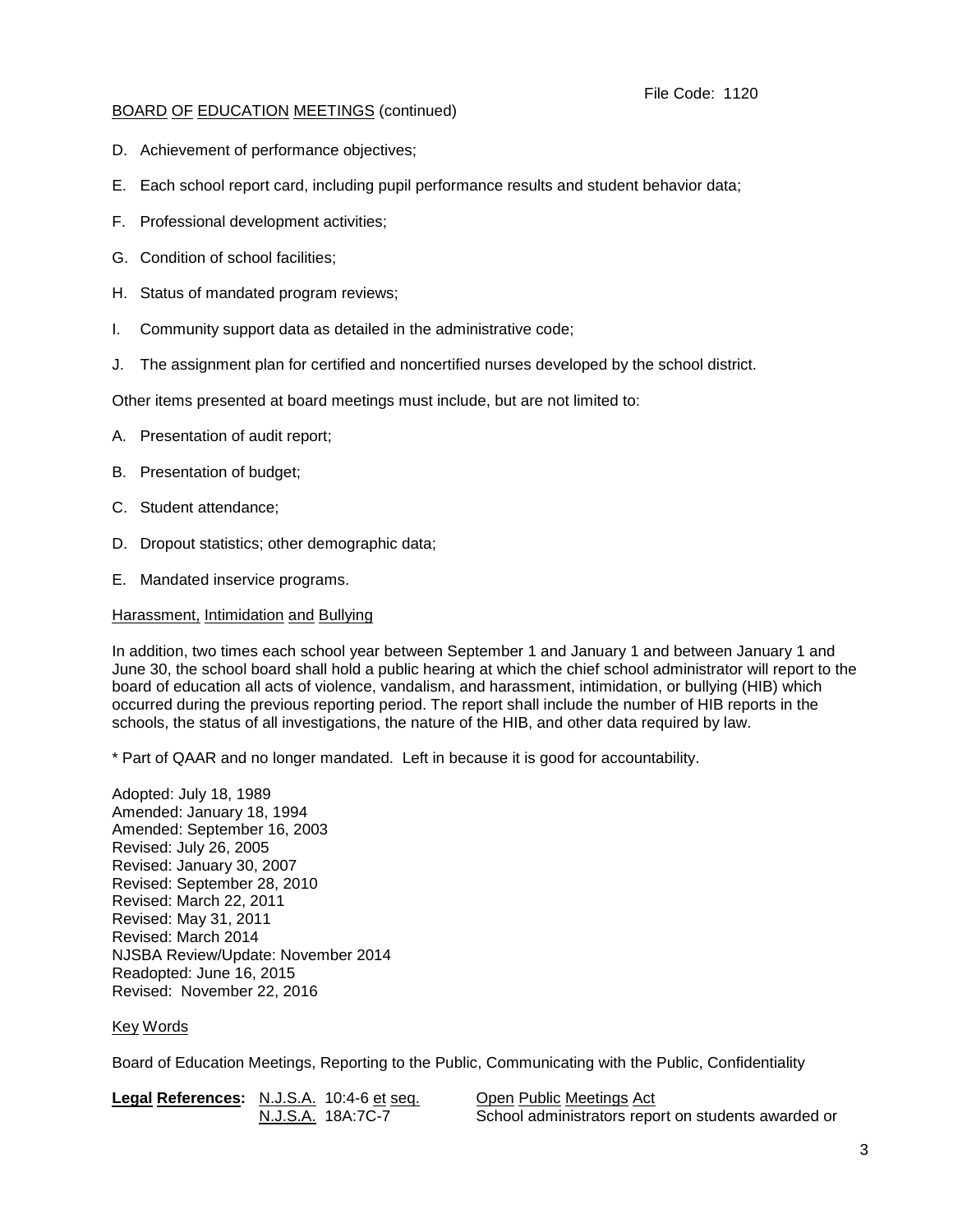BOARD OF EDUCATION MEETINGS (continued)

D. Achievement of performance objectives;

E. Each school report card, including pupil performance results and student behavior data;

F. Professional development activities;

G. Condition of school facilities;

H. Status of mandated program reviews;

I. Community support data as detailed in the administrative code;

J. The assignment plan for certified and noncertified nurses developed by the school district.

Other items presented at board meetings must include, but are not limited to:

A. Presentation of audit report;

B. Presentation of budget;

C. Student attendance;

D. Dropout statistics; other demographic data;

E. Mandated inservice programs.

Harassment, Intimidation and Bullying

In addition, two times each school year between September 1 and January 1 and between January 1 and June 30, the school board shall hold a public hearing at which the chief school administrator will report to the board of education all acts of violence, vandalism, and harassment, intimidation, or bullying (HIB) which occurred during the previous reporting period. The report shall include the number of HIB reports in the schools, the status of all investigations, the nature of the HIB, and other data required by law.

* Part of QAAR and no longer mandated. Left in because it is good for accountability.

Adopted: July 18, 1989
Amended: January 18, 1994
Amended: September 16, 2003
Revised: July 26, 2005
Revised: January 30, 2007
Revised: September 28, 2010
Revised: March 22, 2011
Revised: May 31, 2011
Revised: March 2014
NJSBA Review/Update: November 2014
Readopted: June 16, 2015
Revised: November 22, 2016

Key Words

Board of Education Meetings, Reporting to the Public, Communicating with the Public, Confidentiality

| **Legal References:** | N.J.S.A. 10:4-6 et seq. | Open Public Meetings Act |
|---|---|---|
| | N.J.S.A. 18A:7C-7 | School administrators report on students awarded or |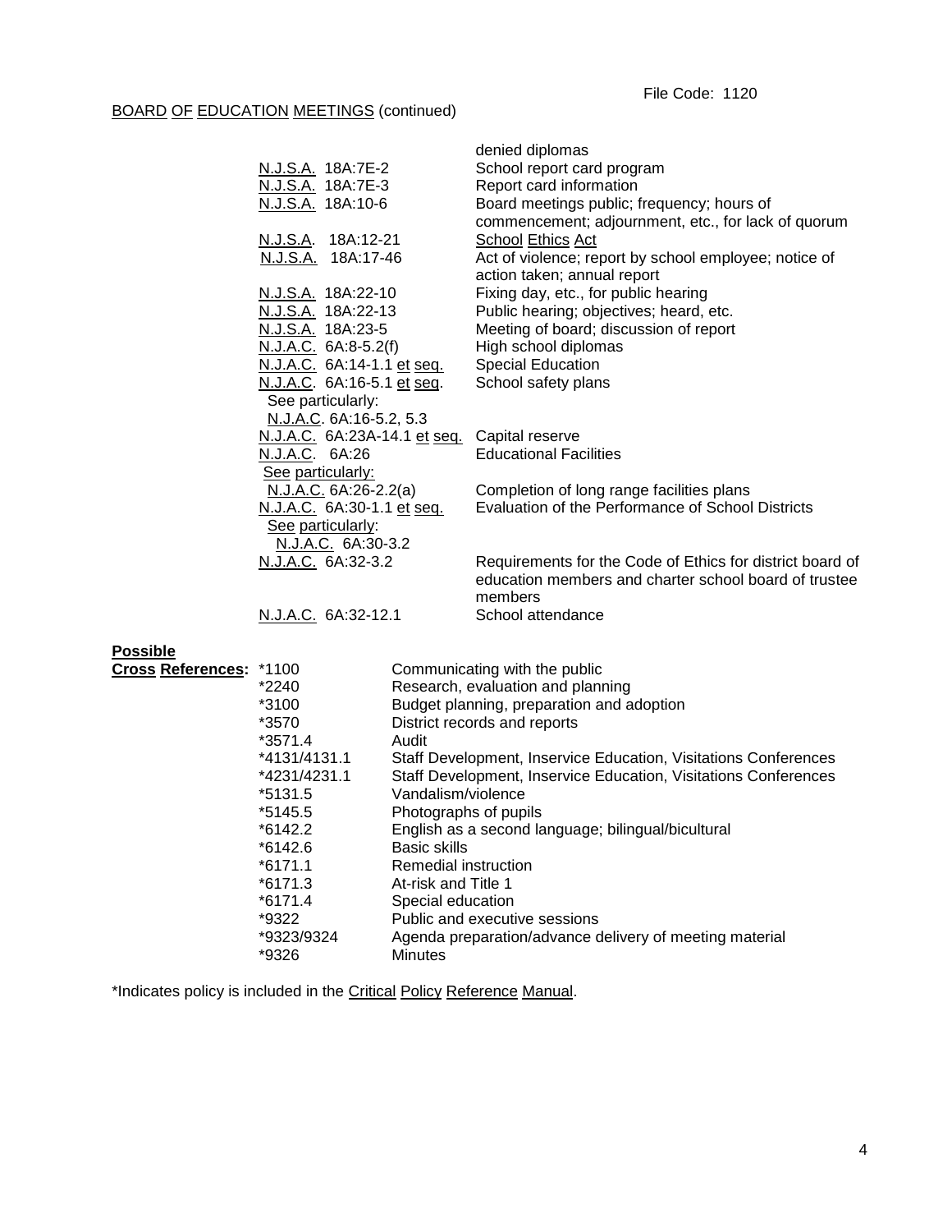File Code: 1120

BOARD OF EDUCATION MEETINGS (continued)

| | |
|---|---|
| | denied diplomas |
| N.J.S.A. 18A:7E-2 | School report card program |
| N.J.S.A. 18A:7E-3 | Report card information |
| N.J.S.A. 18A:10-6 | Board meetings public; frequency; hours of commencement; adjournment, etc., for lack of quorum |
| N.J.S.A. 18A:12-21 | School Ethics Act |
| N.J.S.A. 18A:17-46 | Act of violence; report by school employee; notice of action taken; annual report |
| N.J.S.A. 18A:22-10 | Fixing day, etc., for public hearing |
| N.J.S.A. 18A:22-13 | Public hearing; objectives; heard, etc. |
| N.J.S.A. 18A:23-5 | Meeting of board; discussion of report |
| N.J.A.C. 6A:8-5.2(f) | High school diplomas |
| N.J.A.C. 6A:14-1.1 et seq. | Special Education |
| N.J.A.C. 6A:16-5.1 et seq. See particularly: N.J.A.C. 6A:16-5.2, 5.3 | School safety plans |
| N.J.A.C. 6A:23A-14.1 et seq. | Capital reserve |
| N.J.A.C. 6A:26 See particularly: | Educational Facilities |
| N.J.A.C. 6A:26-2.2(a) | Completion of long range facilities plans |
| N.J.A.C. 6A:30-1.1 et seq. See particularly: N.J.A.C. 6A:30-3.2 | Evaluation of the Performance of School Districts |
| N.J.A.C. 6A:32-3.2 | Requirements for the Code of Ethics for district board of education members and charter school board of trustee members |
| N.J.A.C. 6A:32-12.1 | School attendance |

**Possible Cross References:**

| | |
|---|---|
| *1100 | Communicating with the public |
| *2240 | Research, evaluation and planning |
| *3100 | Budget planning, preparation and adoption |
| *3570 | District records and reports |
| *3571.4 | Audit |
| *4131/4131.1 | Staff Development, Inservice Education, Visitations Conferences |
| *4231/4231.1 | Staff Development, Inservice Education, Visitations Conferences |
| *5131.5 | Vandalism/violence |
| *5145.5 | Photographs of pupils |
| *6142.2 | English as a second language; bilingual/bicultural |
| *6142.6 | Basic skills |
| *6171.1 | Remedial instruction |
| *6171.3 | At-risk and Title 1 |
| *6171.4 | Special education |
| *9322 | Public and executive sessions |
| *9323/9324 | Agenda preparation/advance delivery of meeting material |
| *9326 | Minutes |

*Indicates policy is included in the Critical Policy Reference Manual.